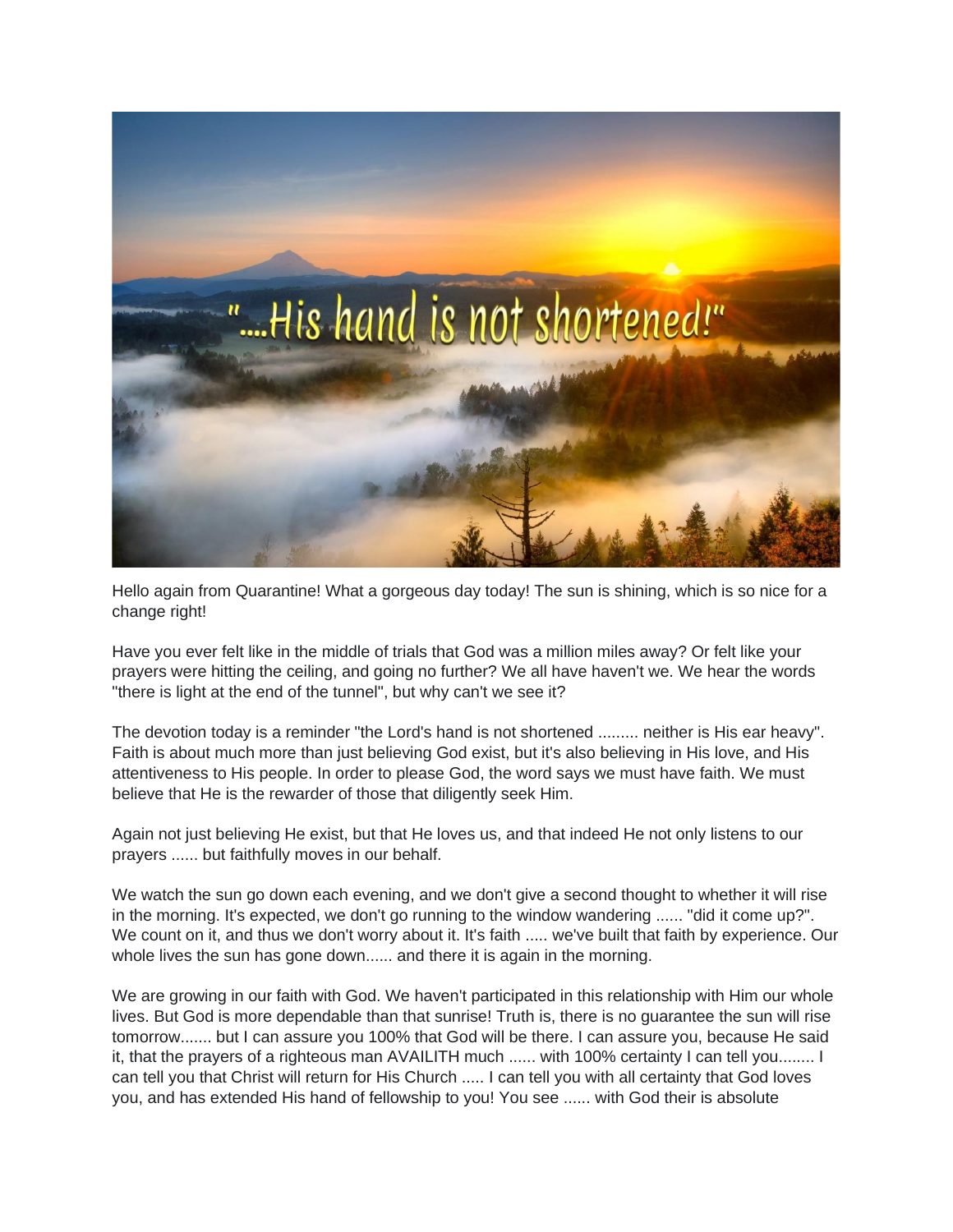Hello again from Quarantine! What a gorgeous day today! The sun is shining, which is so nice for a change right!

Have you ever felt like in the middle of trials that God was a million miles away? Or felt like your prayers were hitting the ceiling, and going no further? We all have haven't we. We hear the words "there is light at the end of the tunnel", but why can't we see it?

The devotion today is a reminder "the Lord's hand is not shortened ......... neither is His ear heavy". Faith is about much more than just believing God exist, but it's also believing in His love, and His attentiveness to His people. In order to please God, the word says we must have faith. We must believe that He is the rewarder of those that diligently seek Him.

Again not just believing He exist, but that He loves us, and that indeed He not only listens to our prayers ...... but faithfully moves in our behalf.

We watch the sun go down each evening, and we don't give a second thought to whether it will rise in the morning. It's expected, we don't go running to the window wandering ...... "did it come up?". We count on it, and thus we don't worry about it. It's faith ..... we've built that faith by experience. Our whole lives the sun has gone down...... and there it is again in the morning.

We are growing in our faith with God. We haven't participated in this relationship with Him our whole lives. But God is more dependable than that sunrise! Truth is, there is no guarantee the sun will rise tomorrow....... but I can assure you 100% that God will be there. I can assure you, because He said it, that the prayers of a righteous man AVAILITH much ...... with 100% certainty I can tell you........ I can tell you that Christ will return for His Church ..... I can tell you with all certainty that God loves you, and has extended His hand of fellowship to you! You see ...... with God their is absolute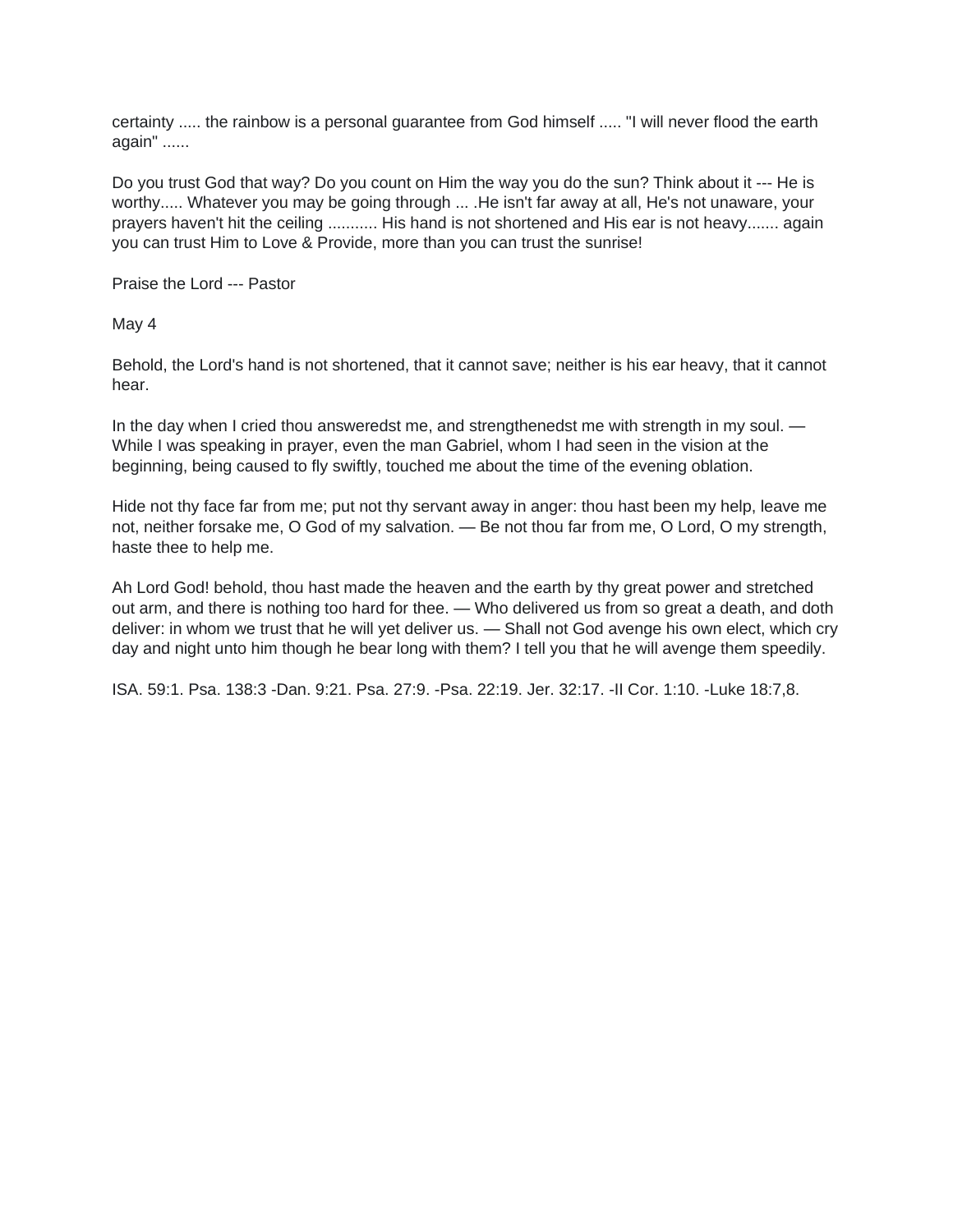certainty ..... the rainbow is a personal guarantee from God himself ..... "I will never flood the earth again" ......

Do you trust God that way? Do you count on Him the way you do the sun? Think about it --- He is worthy..... Whatever you may be going through ... .He isn't far away at all, He's not unaware, your prayers haven't hit the ceiling ........... His hand is not shortened and His ear is not heavy....... again you can trust Him to Love & Provide, more than you can trust the sunrise!

Praise the Lord --- Pastor

May 4

Behold, the Lord's hand is not shortened, that it cannot save; neither is his ear heavy, that it cannot hear.

In the day when I cried thou answeredst me, and strengthenedst me with strength in my soul. — While I was speaking in prayer, even the man Gabriel, whom I had seen in the vision at the beginning, being caused to fly swiftly, touched me about the time of the evening oblation.

Hide not thy face far from me; put not thy servant away in anger: thou hast been my help, leave me not, neither forsake me, O God of my salvation. — Be not thou far from me, O Lord, O my strength, haste thee to help me.

Ah Lord God! behold, thou hast made the heaven and the earth by thy great power and stretched out arm, and there is nothing too hard for thee. — Who delivered us from so great a death, and doth deliver: in whom we trust that he will yet deliver us. — Shall not God avenge his own elect, which cry day and night unto him though he bear long with them? I tell you that he will avenge them speedily.

ISA. 59:1. Psa. 138:3 -Dan. 9:21. Psa. 27:9. -Psa. 22:19. Jer. 32:17. -II Cor. 1:10. -Luke 18:7,8.